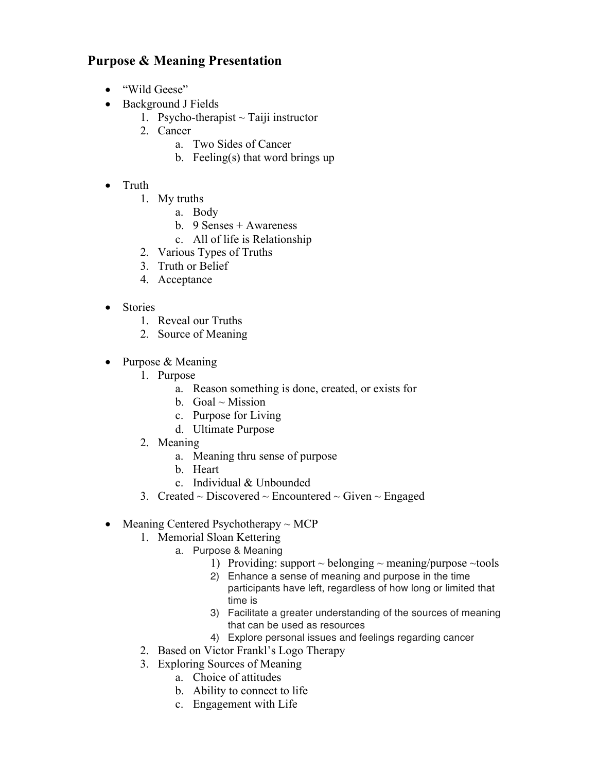## Purpose & Meaning Presentation

- "Wild Geese"
- Background J Fields
    1. Psycho-therapist ~ Taiji instructor
    2. Cancer
        a. Two Sides of Cancer
        b. Feeling(s) that word brings up

- Truth
    1. My truths
        a. Body
        b. 9 Senses + Awareness
        c. All of life is Relationship
    2. Various Types of Truths
    3. Truth or Belief
    4. Acceptance

- Stories
    1. Reveal our Truths
    2. Source of Meaning

- Purpose & Meaning
    1. Purpose
        a. Reason something is done, created, or exists for
        b. Goal ~ Mission
        c. Purpose for Living
        d. Ultimate Purpose
    2. Meaning
        a. Meaning thru sense of purpose
        b. Heart
        c. Individual & Unbounded
    3. Created ~ Discovered ~ Encountered ~ Given ~ Engaged

- Meaning Centered Psychotherapy ~ MCP
    1. Memorial Sloan Kettering
        a. Purpose & Meaning
            1) Providing: support ~ belonging ~ meaning/purpose ~tools
            2) Enhance a sense of meaning and purpose in the time participants have left, regardless of how long or limited that time is
            3) Facilitate a greater understanding of the sources of meaning that can be used as resources
            4) Explore personal issues and feelings regarding cancer
    2. Based on Victor Frankl's Logo Therapy
    3. Exploring Sources of Meaning
        a. Choice of attitudes
        b. Ability to connect to life
        c. Engagement with Life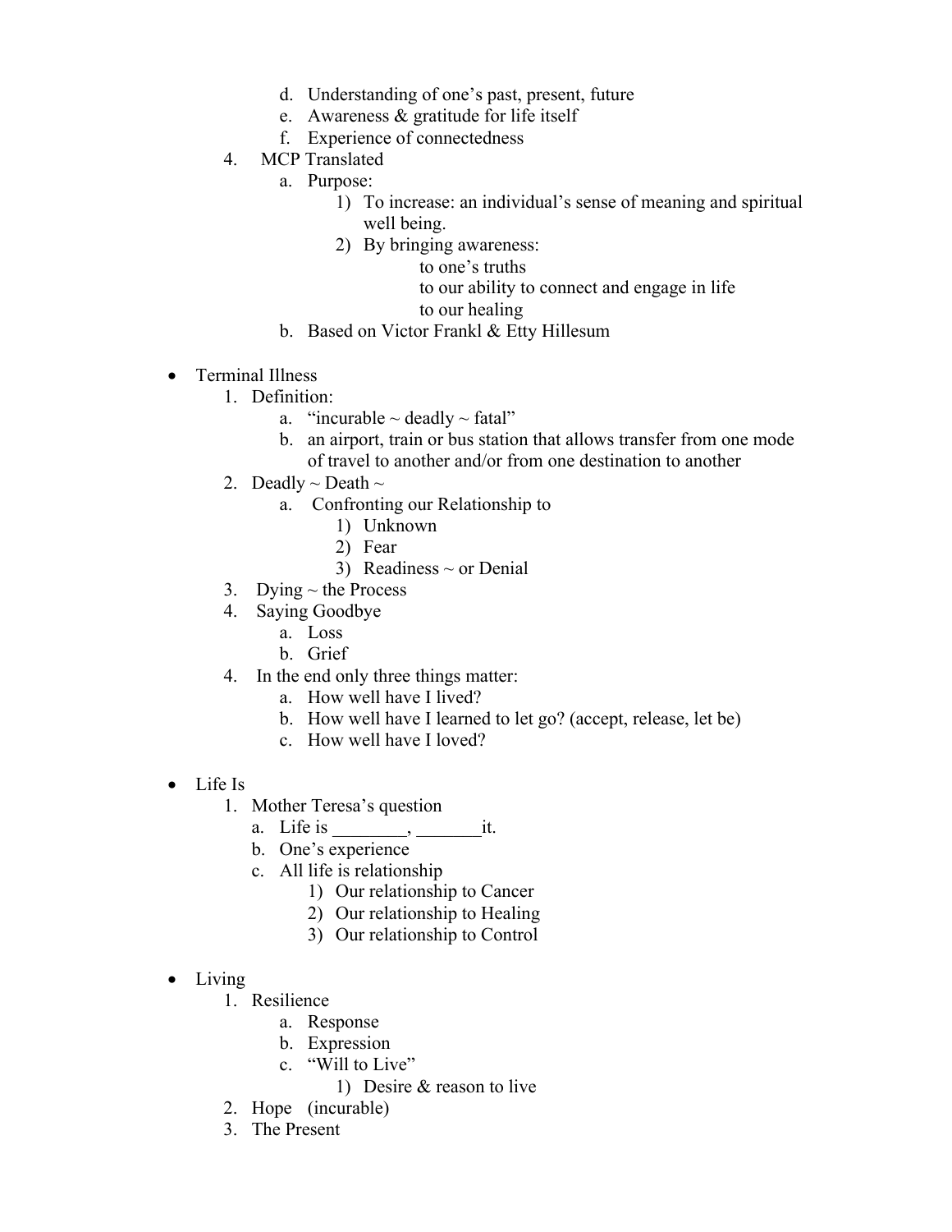- d. Understanding of one's past, present, future
   - e. Awareness & gratitude for life itself
   - f. Experience of connectedness
4. MCP Translated
   - a. Purpose:
     1) To increase: an individual's sense of meaning and spiritual well being.
     2) By bringing awareness:
        - to one's truths
        - to our ability to connect and engage in life
        - to our healing
   - b. Based on Victor Frankl & Etty Hillesum

- Terminal Illness
  1. Definition:
     - a. "incurable ~ deadly ~ fatal"
     - b. an airport, train or bus station that allows transfer from one mode of travel to another and/or from one destination to another
  2. Deadly ~ Death ~
     - a. Confronting our Relationship to
       1) Unknown
       2) Fear
       3) Readiness ~ or Denial
  3. Dying ~ the Process
  4. Saying Goodbye
     - a. Loss
     - b. Grief
  4. In the end only three things matter:
     - a. How well have I lived?
     - b. How well have I learned to let go? (accept, release, let be)
     - c. How well have I loved?

- Life Is
  1. Mother Teresa's question
     - a. Life is ________, _______it.
     - b. One's experience
     - c. All life is relationship
       1) Our relationship to Cancer
       2) Our relationship to Healing
       3) Our relationship to Control

- Living
  1. Resilience
     - a. Response
     - b. Expression
     - c. "Will to Live"
       1) Desire & reason to live
  2. Hope (incurable)
  3. The Present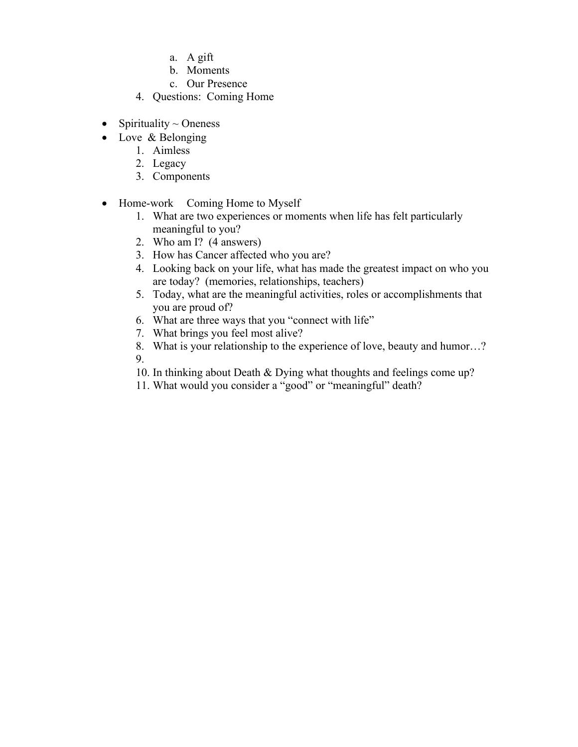a. A gift
   b. Moments
   c. Our Presence

4. Questions: Coming Home

- Spirituality ~ Oneness
- Love & Belonging
  1. Aimless
  2. Legacy
  3. Components

- Home-work Coming Home to Myself
  1. What are two experiences or moments when life has felt particularly meaningful to you?
  2. Who am I? (4 answers)
  3. How has Cancer affected who you are?
  4. Looking back on your life, what has made the greatest impact on who you are today? (memories, relationships, teachers)
  5. Today, what are the meaningful activities, roles or accomplishments that you are proud of?
  6. What are three ways that you "connect with life"
  7. What brings you feel most alive?
  8. What is your relationship to the experience of love, beauty and humor…?
  9. 
  10. In thinking about Death & Dying what thoughts and feelings come up?
  11. What would you consider a "good" or "meaningful" death?